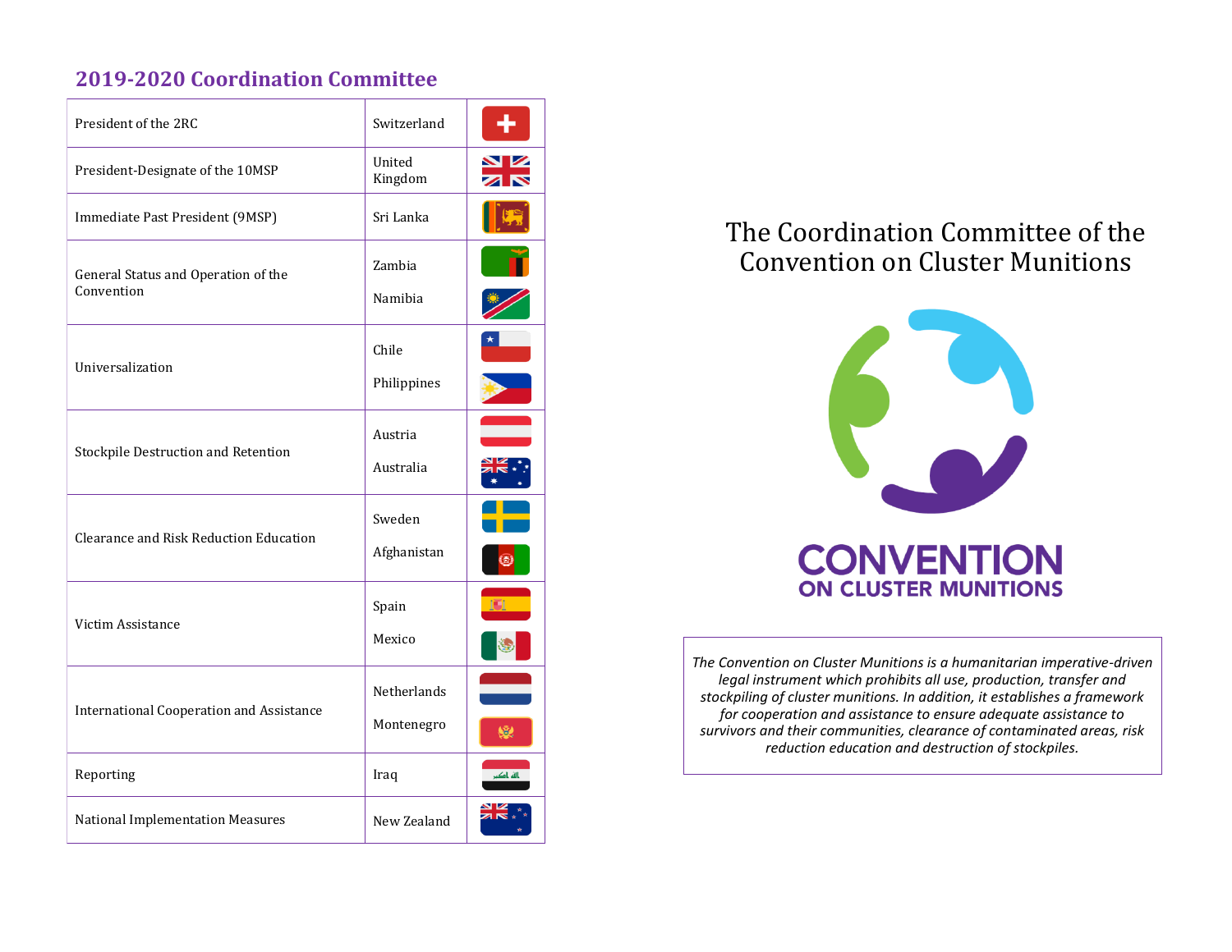## 2019-2020 Coordination Committee

| Role | Country |
|---|---|
| President of the 2RC | Switzerland |
| President-Designate of the 10MSP | United Kingdom |
| Immediate Past President (9MSP) | Sri Lanka |
| General Status and Operation of the Convention | Zambia<br>Namibia |
| Universalization | Chile<br>Philippines |
| Stockpile Destruction and Retention | Austria<br>Australia |
| Clearance and Risk Reduction Education | Sweden<br>Afghanistan |
| Victim Assistance | Spain<br>Mexico |
| International Cooperation and Assistance | Netherlands<br>Montenegro |
| Reporting | Iraq |
| National Implementation Measures | New Zealand |

# The Coordination Committee of the Convention on Cluster Munitions

**CONVENTION ON CLUSTER MUNITIONS**

*The Convention on Cluster Munitions is a humanitarian imperative-driven legal instrument which prohibits all use, production, transfer and stockpiling of cluster munitions. In addition, it establishes a framework for cooperation and assistance to ensure adequate assistance to survivors and their communities, clearance of contaminated areas, risk reduction education and destruction of stockpiles.*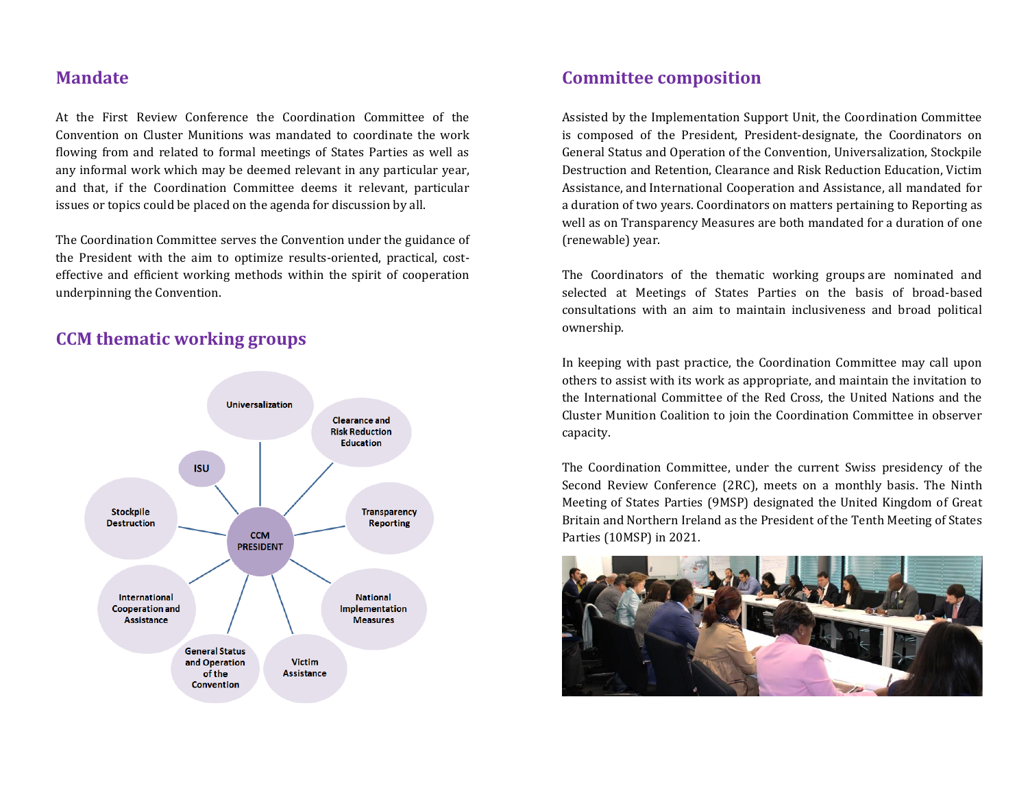## Mandate

At the First Review Conference the Coordination Committee of the Convention on Cluster Munitions was mandated to coordinate the work flowing from and related to formal meetings of States Parties as well as any informal work which may be deemed relevant in any particular year, and that, if the Coordination Committee deems it relevant, particular issues or topics could be placed on the agenda for discussion by all.

The Coordination Committee serves the Convention under the guidance of the President with the aim to optimize results-oriented, practical, cost-effective and efficient working methods within the spirit of cooperation underpinning the Convention.

## CCM thematic working groups

CCM PRESIDENT

Universalization

Clearance and Risk Reduction Education

Transparency Reporting

National Implementation Measures

Victim Assistance

General Status and Operation of the Convention

International Cooperation and Assistance

Stockpile Destruction

ISU

## Committee composition

Assisted by the Implementation Support Unit, the Coordination Committee is composed of the President, President-designate, the Coordinators on General Status and Operation of the Convention, Universalization, Stockpile Destruction and Retention, Clearance and Risk Reduction Education, Victim Assistance, and International Cooperation and Assistance, all mandated for a duration of two years. Coordinators on matters pertaining to Reporting as well as on Transparency Measures are both mandated for a duration of one (renewable) year.

The Coordinators of the thematic working groups are nominated and selected at Meetings of States Parties on the basis of broad-based consultations with an aim to maintain inclusiveness and broad political ownership.

In keeping with past practice, the Coordination Committee may call upon others to assist with its work as appropriate, and maintain the invitation to the International Committee of the Red Cross, the United Nations and the Cluster Munition Coalition to join the Coordination Committee in observer capacity.

The Coordination Committee, under the current Swiss presidency of the Second Review Conference (2RC), meets on a monthly basis. The Ninth Meeting of States Parties (9MSP) designated the United Kingdom of Great Britain and Northern Ireland as the President of the Tenth Meeting of States Parties (10MSP) in 2021.